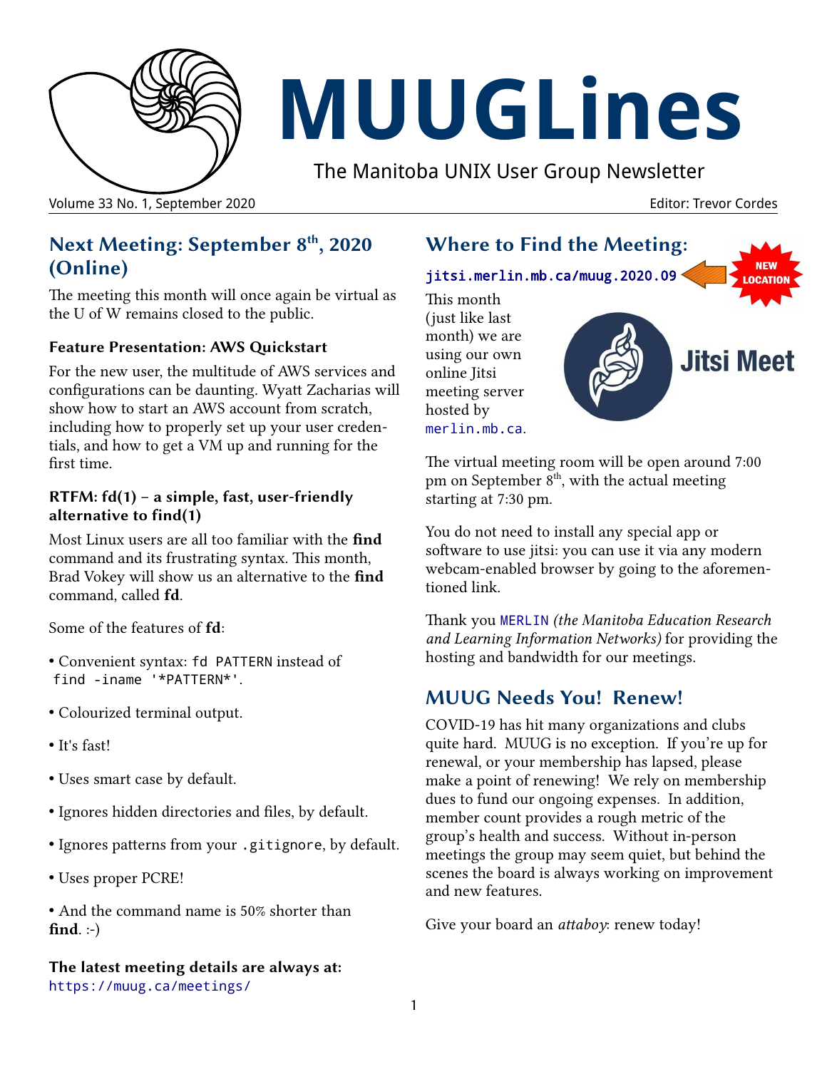# MUUGLines

The Manitoba UNIX User Group Newsletter

Volume 33 No. 1, September 2020 — Editor: Trevor Cordes

## Next Meeting: September 8th, 2020 (Online)

The meeting this month will once again be virtual as the U of W remains closed to the public.

### Feature Presentation: AWS Quickstart

For the new user, the multitude of AWS services and configurations can be daunting. Wyatt Zacharias will show how to start an AWS account from scratch, including how to properly set up your user credentials, and how to get a VM up and running for the first time.

### RTFM: fd(1) – a simple, fast, user-friendly alternative to find(1)

Most Linux users are all too familiar with the **find** command and its frustrating syntax. This month, Brad Vokey will show us an alternative to the **find** command, called **fd**.

Some of the features of **fd**:

- Convenient syntax: `fd PATTERN` instead of `find -iname '*PATTERN*'`.
- Colourized terminal output.
- It's fast!
- Uses smart case by default.
- Ignores hidden directories and files, by default.
- Ignores patterns from your `.gitignore`, by default.
- Uses proper PCRE!
- And the command name is 50% shorter than **find**. :-)

**The latest meeting details are always at:**
https://muug.ca/meetings/

## Where to Find the Meeting:

**jitsi.merlin.mb.ca/muug.2020.09** (NEW LOCATION)

This month (just like last month) we are using our own online Jitsi meeting server hosted by merlin.mb.ca.

The virtual meeting room will be open around 7:00 pm on September 8th, with the actual meeting starting at 7:30 pm.

You do not need to install any special app or software to use jitsi: you can use it via any modern webcam-enabled browser by going to the aforementioned link.

Thank you MERLIN *(the Manitoba Education Research and Learning Information Networks)* for providing the hosting and bandwidth for our meetings.

## MUUG Needs You! Renew!

COVID-19 has hit many organizations and clubs quite hard. MUUG is no exception. If you're up for renewal, or your membership has lapsed, please make a point of renewing! We rely on membership dues to fund our ongoing expenses. In addition, member count provides a rough metric of the group's health and success. Without in-person meetings the group may seem quiet, but behind the scenes the board is always working on improvement and new features.

Give your board an *attaboy*: renew today!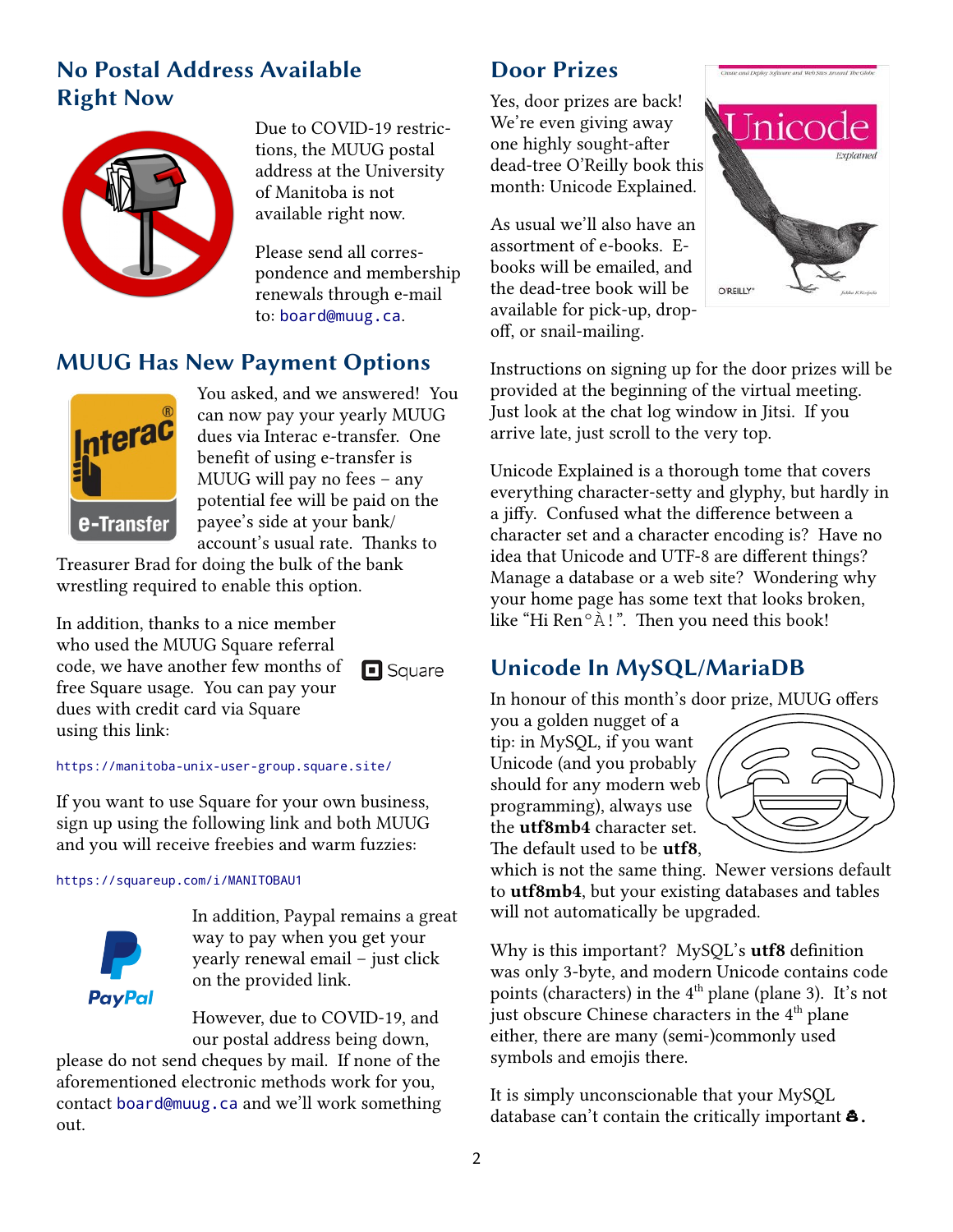## No Postal Address Available Right Now

Due to COVID-19 restrictions, the MUUG postal address at the University of Manitoba is not available right now.

Please send all correspondence and membership renewals through e-mail to: board@muug.ca.

## MUUG Has New Payment Options

You asked, and we answered! You can now pay your yearly MUUG dues via Interac e-transfer. One benefit of using e-transfer is MUUG will pay no fees – any potential fee will be paid on the payee's side at your bank/account's usual rate. Thanks to Treasurer Brad for doing the bulk of the bank wrestling required to enable this option.

In addition, thanks to a nice member who used the MUUG Square referral code, we have another few months of free Square usage. You can pay your dues with credit card via Square using this link:

https://manitoba-unix-user-group.square.site/

If you want to use Square for your own business, sign up using the following link and both MUUG and you will receive freebies and warm fuzzies:

https://squareup.com/i/MANITOBAU1

In addition, Paypal remains a great way to pay when you get your yearly renewal email – just click on the provided link.

However, due to COVID-19, and our postal address being down, please do not send cheques by mail. If none of the aforementioned electronic methods work for you, contact board@muug.ca and we'll work something out.

## Door Prizes

Yes, door prizes are back! We're even giving away one highly sought-after dead-tree O'Reilly book this month: Unicode Explained.

As usual we'll also have an assortment of e-books. E-books will be emailed, and the dead-tree book will be available for pick-up, drop-off, or snail-mailing.

Instructions on signing up for the door prizes will be provided at the beginning of the virtual meeting. Just look at the chat log window in Jitsi. If you arrive late, just scroll to the very top.

Unicode Explained is a thorough tome that covers everything character-setty and glyphy, but hardly in a jiffy. Confused what the difference between a character set and a character encoding is? Have no idea that Unicode and UTF-8 are different things? Manage a database or a web site? Wondering why your home page has some text that looks broken, like "Hi Ren°À!". Then you need this book!

## Unicode In MySQL/MariaDB

In honour of this month's door prize, MUUG offers you a golden nugget of a tip: in MySQL, if you want Unicode (and you probably should for any modern web programming), always use the **utf8mb4** character set. The default used to be **utf8**, which is not the same thing. Newer versions default to **utf8mb4**, but your existing databases and tables will not automatically be upgraded.

Why is this important? MySQL's **utf8** definition was only 3-byte, and modern Unicode contains code points (characters) in the 4th plane (plane 3). It's not just obscure Chinese characters in the 4th plane either, there are many (semi-)commonly used symbols and emojis there.

It is simply unconscionable that your MySQL database can't contain the critically important 💩.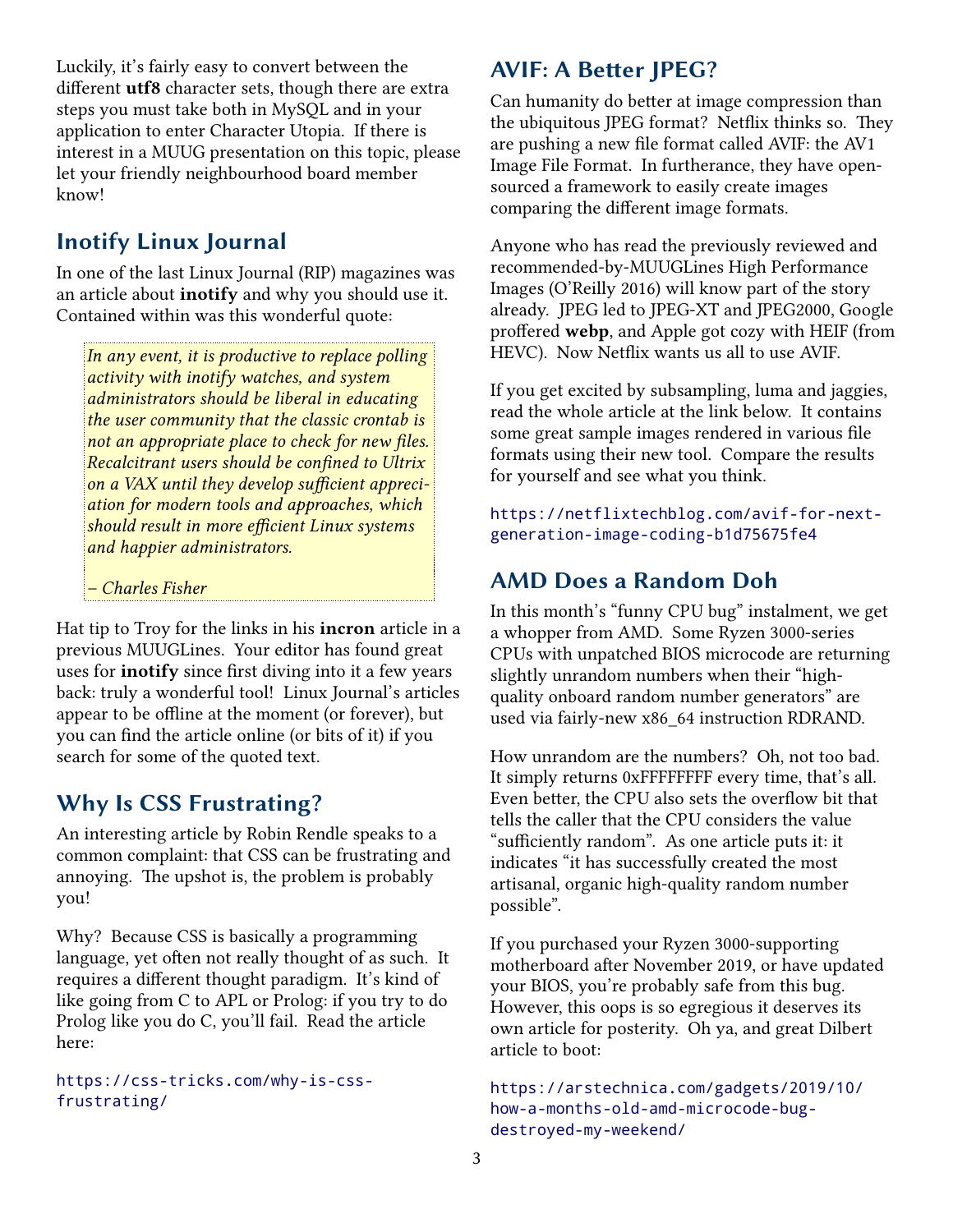Luckily, it's fairly easy to convert between the different **utf8** character sets, though there are extra steps you must take both in MySQL and in your application to enter Character Utopia. If there is interest in a MUUG presentation on this topic, please let your friendly neighbourhood board member know!

## Inotify Linux Journal

In one of the last Linux Journal (RIP) magazines was an article about **inotify** and why you should use it. Contained within was this wonderful quote:

> *In any event, it is productive to replace polling activity with inotify watches, and system administrators should be liberal in educating the user community that the classic crontab is not an appropriate place to check for new files. Recalcitrant users should be confined to Ultrix on a VAX until they develop sufficient appreciation for modern tools and approaches, which should result in more efficient Linux systems and happier administrators.*
>
> *– Charles Fisher*

Hat tip to Troy for the links in his **incron** article in a previous MUUGLines. Your editor has found great uses for **inotify** since first diving into it a few years back: truly a wonderful tool! Linux Journal's articles appear to be offline at the moment (or forever), but you can find the article online (or bits of it) if you search for some of the quoted text.

## Why Is CSS Frustrating?

An interesting article by Robin Rendle speaks to a common complaint: that CSS can be frustrating and annoying. The upshot is, the problem is probably you!

Why? Because CSS is basically a programming language, yet often not really thought of as such. It requires a different thought paradigm. It's kind of like going from C to APL or Prolog: if you try to do Prolog like you do C, you'll fail. Read the article here:

https://css-tricks.com/why-is-css-frustrating/

## AVIF: A Better JPEG?

Can humanity do better at image compression than the ubiquitous JPEG format? Netflix thinks so. They are pushing a new file format called AVIF: the AV1 Image File Format. In furtherance, they have open-sourced a framework to easily create images comparing the different image formats.

Anyone who has read the previously reviewed and recommended-by-MUUGLines High Performance Images (O'Reilly 2016) will know part of the story already. JPEG led to JPEG-XT and JPEG2000, Google proffered **webp**, and Apple got cozy with HEIF (from HEVC). Now Netflix wants us all to use AVIF.

If you get excited by subsampling, luma and jaggies, read the whole article at the link below. It contains some great sample images rendered in various file formats using their new tool. Compare the results for yourself and see what you think.

https://netflixtechblog.com/avif-for-next-generation-image-coding-b1d75675fe4

## AMD Does a Random Doh

In this month's "funny CPU bug" instalment, we get a whopper from AMD. Some Ryzen 3000-series CPUs with unpatched BIOS microcode are returning slightly unrandom numbers when their "high-quality onboard random number generators" are used via fairly-new x86_64 instruction RDRAND.

How unrandom are the numbers? Oh, not too bad. It simply returns 0xFFFFFFFF every time, that's all. Even better, the CPU also sets the overflow bit that tells the caller that the CPU considers the value "sufficiently random". As one article puts it: it indicates "it has successfully created the most artisanal, organic high-quality random number possible".

If you purchased your Ryzen 3000-supporting motherboard after November 2019, or have updated your BIOS, you're probably safe from this bug. However, this oops is so egregious it deserves its own article for posterity. Oh ya, and great Dilbert article to boot:

https://arstechnica.com/gadgets/2019/10/how-a-months-old-amd-microcode-bug-destroyed-my-weekend/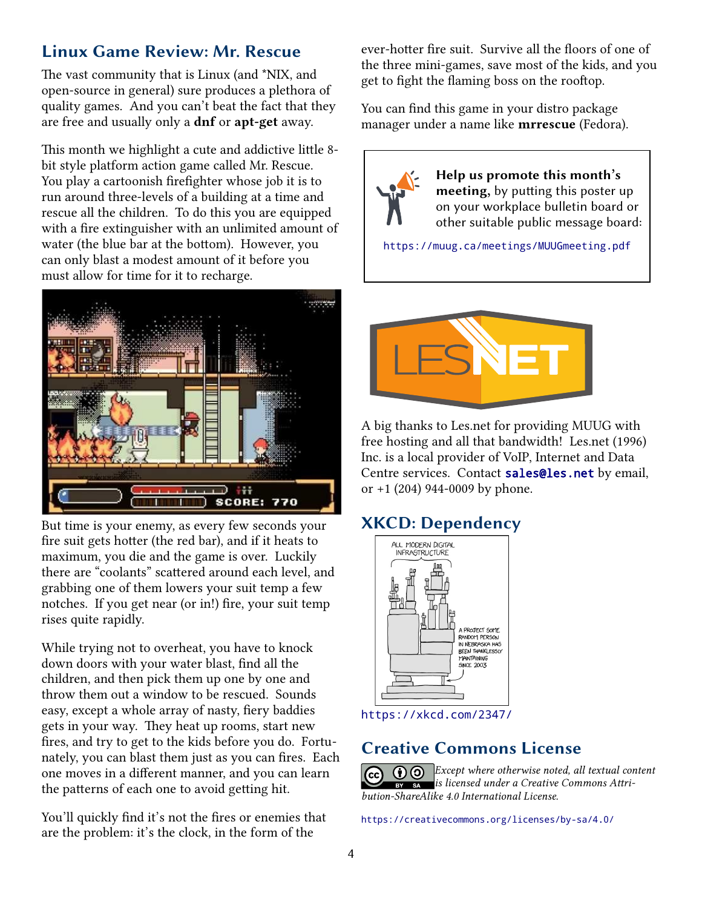## Linux Game Review: Mr. Rescue

The vast community that is Linux (and *NIX, and open-source in general) sure produces a plethora of quality games. And you can't beat the fact that they are free and usually only a **dnf** or **apt-get** away.

This month we highlight a cute and addictive little 8-bit style platform action game called Mr. Rescue. You play a cartoonish firefighter whose job it is to run around three-levels of a building at a time and rescue all the children. To do this you are equipped with a fire extinguisher with an unlimited amount of water (the blue bar at the bottom). However, you can only blast a modest amount of it before you must allow for time for it to recharge.

But time is your enemy, as every few seconds your fire suit gets hotter (the red bar), and if it heats to maximum, you die and the game is over. Luckily there are "coolants" scattered around each level, and grabbing one of them lowers your suit temp a few notches. If you get near (or in!) fire, your suit temp rises quite rapidly.

While trying not to overheat, you have to knock down doors with your water blast, find all the children, and then pick them up one by one and throw them out a window to be rescued. Sounds easy, except a whole array of nasty, fiery baddies gets in your way. They heat up rooms, start new fires, and try to get to the kids before you do. Fortunately, you can blast them just as you can fires. Each one moves in a different manner, and you can learn the patterns of each one to avoid getting hit.

You'll quickly find it's not the fires or enemies that are the problem: it's the clock, in the form of the ever-hotter fire suit. Survive all the floors of one of the three mini-games, save most of the kids, and you get to fight the flaming boss on the rooftop.

You can find this game in your distro package manager under a name like **mrrescue** (Fedora).

**Help us promote this month's meeting,** by putting this poster up on your workplace bulletin board or other suitable public message board:

https://muug.ca/meetings/MUUGmeeting.pdf

A big thanks to Les.net for providing MUUG with free hosting and all that bandwidth! Les.net (1996) Inc. is a local provider of VoIP, Internet and Data Centre services. Contact **sales@les.net** by email, or +1 (204) 944-0009 by phone.

## XKCD: Dependency

https://xkcd.com/2347/

## Creative Commons License

*Except where otherwise noted, all textual content is licensed under a Creative Commons Attribution-ShareAlike 4.0 International License.*

https://creativecommons.org/licenses/by-sa/4.0/